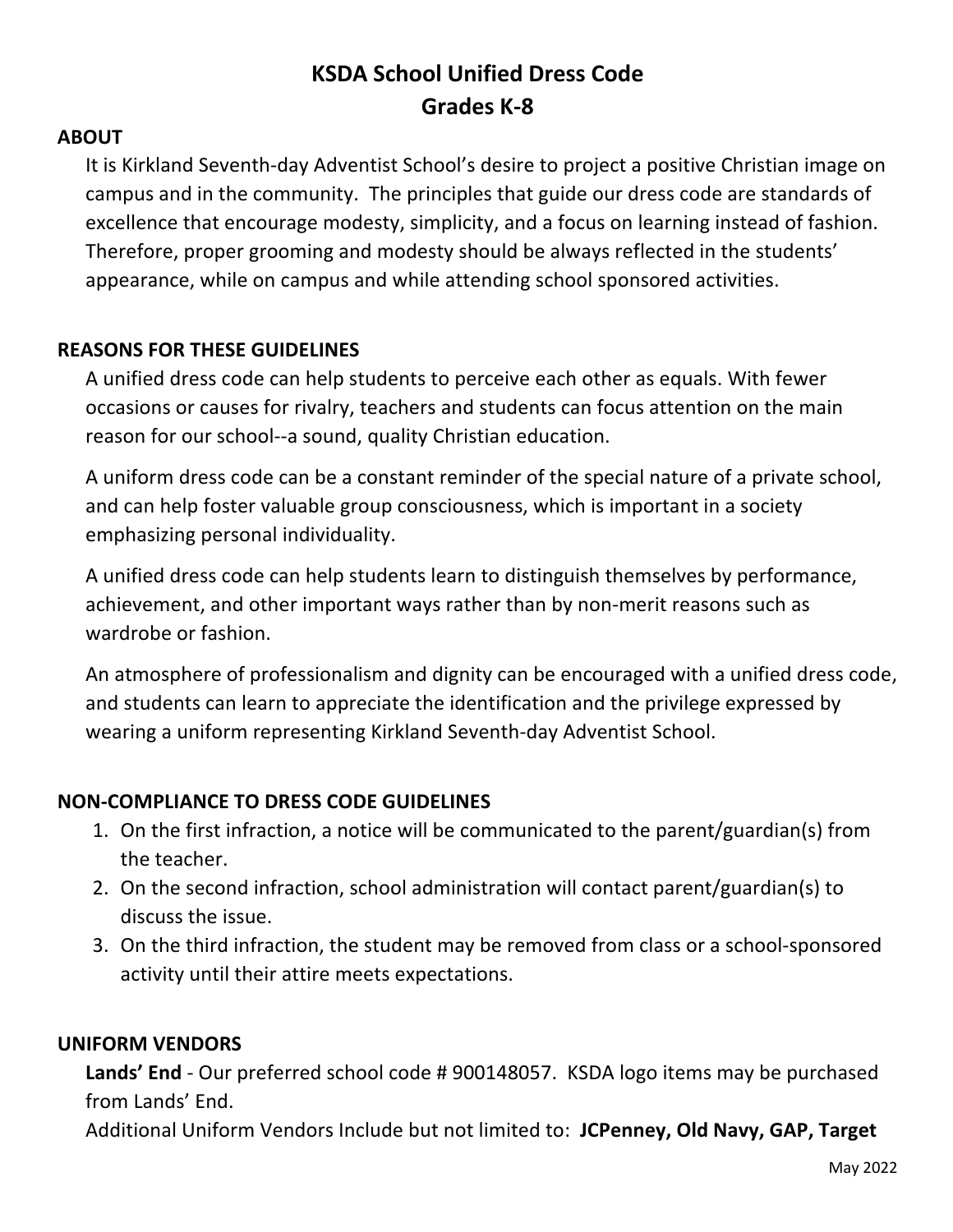# KSDA School Unified Dress Code
# Grades K-8

## ABOUT

It is Kirkland Seventh-day Adventist School's desire to project a positive Christian image on campus and in the community. The principles that guide our dress code are standards of excellence that encourage modesty, simplicity, and a focus on learning instead of fashion. Therefore, proper grooming and modesty should be always reflected in the students' appearance, while on campus and while attending school sponsored activities.

## REASONS FOR THESE GUIDELINES

A unified dress code can help students to perceive each other as equals. With fewer occasions or causes for rivalry, teachers and students can focus attention on the main reason for our school--a sound, quality Christian education.

A uniform dress code can be a constant reminder of the special nature of a private school, and can help foster valuable group consciousness, which is important in a society emphasizing personal individuality.

A unified dress code can help students learn to distinguish themselves by performance, achievement, and other important ways rather than by non-merit reasons such as wardrobe or fashion.

An atmosphere of professionalism and dignity can be encouraged with a unified dress code, and students can learn to appreciate the identification and the privilege expressed by wearing a uniform representing Kirkland Seventh-day Adventist School.

## NON-COMPLIANCE TO DRESS CODE GUIDELINES

1. On the first infraction, a notice will be communicated to the parent/guardian(s) from the teacher.
2. On the second infraction, school administration will contact parent/guardian(s) to discuss the issue.
3. On the third infraction, the student may be removed from class or a school-sponsored activity until their attire meets expectations.

## UNIFORM VENDORS

**Lands' End** - Our preferred school code # 900148057. KSDA logo items may be purchased from Lands' End.

Additional Uniform Vendors Include but not limited to: **JCPenney, Old Navy, GAP, Target**

May 2022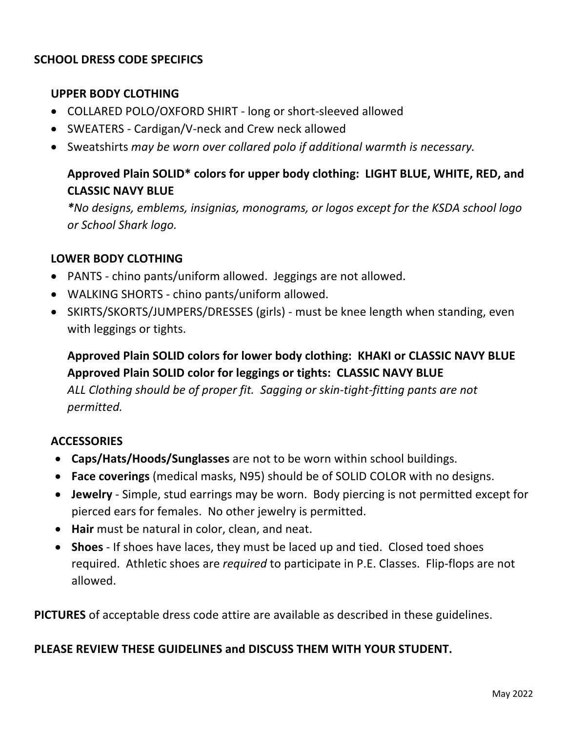## SCHOOL DRESS CODE SPECIFICS

### UPPER BODY CLOTHING

- COLLARED POLO/OXFORD SHIRT - long or short-sleeved allowed
- SWEATERS - Cardigan/V-neck and Crew neck allowed
- Sweatshirts *may be worn over collared polo if additional warmth is necessary.*

**Approved Plain SOLID* colors for upper body clothing: LIGHT BLUE, WHITE, RED, and CLASSIC NAVY BLUE**

***No designs, emblems, insignias, monograms, or logos except for the KSDA school logo or School Shark logo.***

### LOWER BODY CLOTHING

- PANTS - chino pants/uniform allowed. Jeggings are not allowed.
- WALKING SHORTS - chino pants/uniform allowed.
- SKIRTS/SKORTS/JUMPERS/DRESSES (girls) - must be knee length when standing, even with leggings or tights.

**Approved Plain SOLID colors for lower body clothing: KHAKI or CLASSIC NAVY BLUE**
**Approved Plain SOLID color for leggings or tights: CLASSIC NAVY BLUE**

*ALL Clothing should be of proper fit. Sagging or skin-tight-fitting pants are not permitted.*

### ACCESSORIES

- **Caps/Hats/Hoods/Sunglasses** are not to be worn within school buildings.
- **Face coverings** (medical masks, N95) should be of SOLID COLOR with no designs.
- **Jewelry** - Simple, stud earrings may be worn. Body piercing is not permitted except for pierced ears for females. No other jewelry is permitted.
- **Hair** must be natural in color, clean, and neat.
- **Shoes** - If shoes have laces, they must be laced up and tied. Closed toed shoes required. Athletic shoes are *required* to participate in P.E. Classes. Flip-flops are not allowed.

**PICTURES** of acceptable dress code attire are available as described in these guidelines.

**PLEASE REVIEW THESE GUIDELINES and DISCUSS THEM WITH YOUR STUDENT.**

May 2022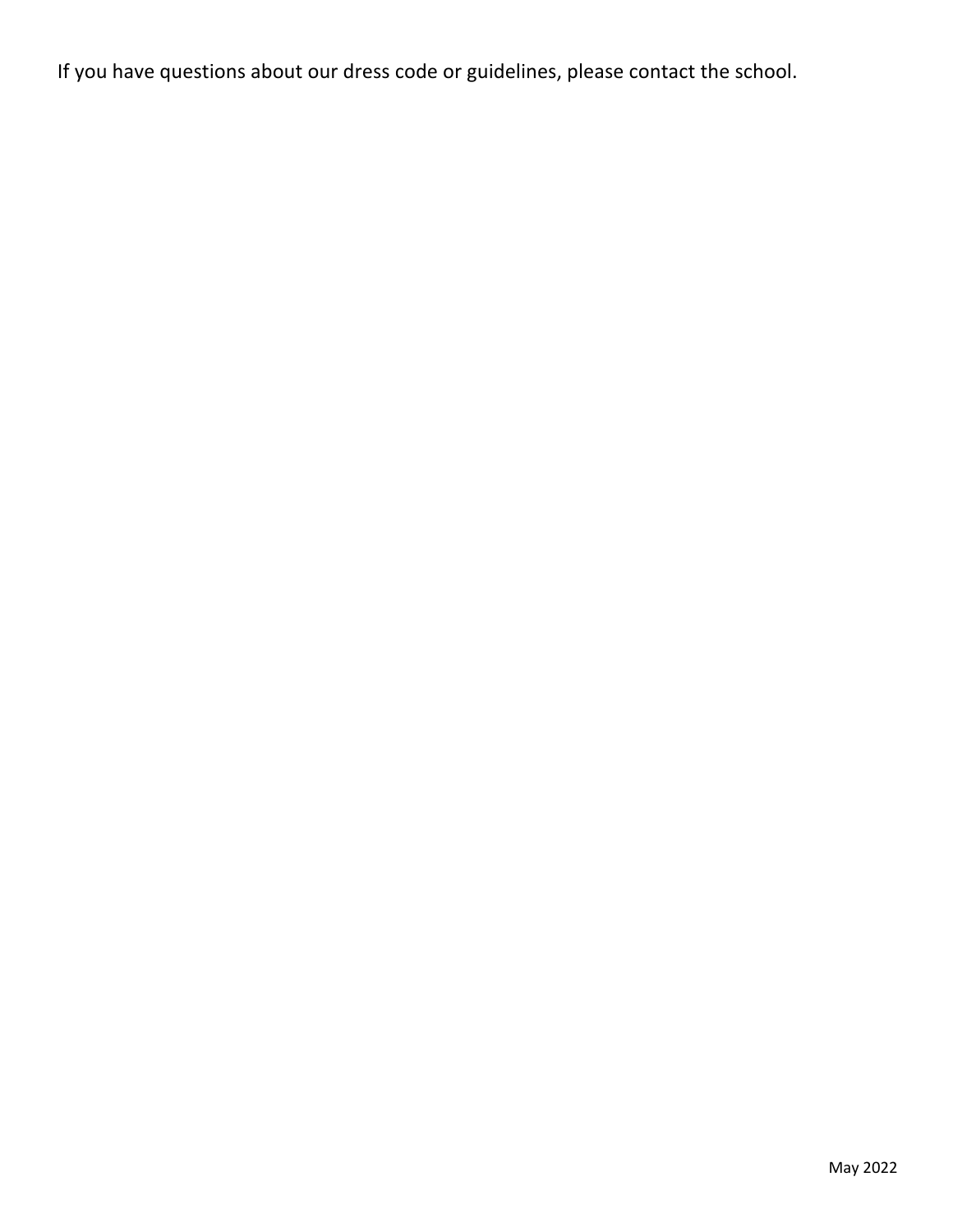If you have questions about our dress code or guidelines, please contact the school.

May 2022